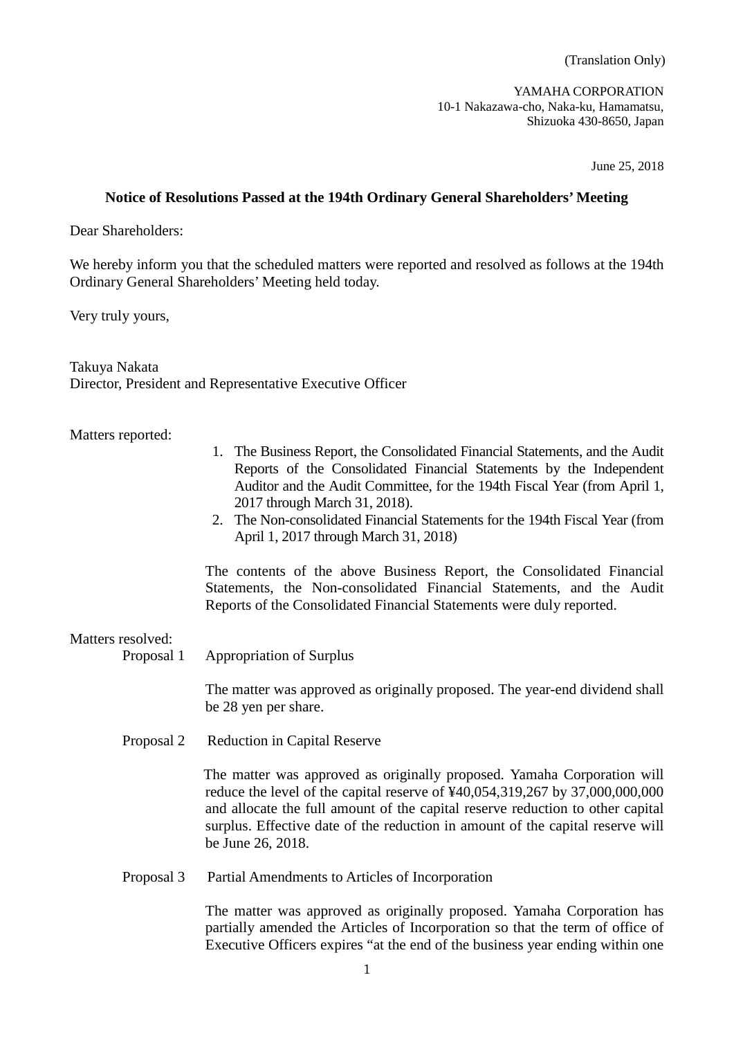(Translation Only)

YAMAHA CORPORATION
10-1 Nakazawa-cho, Naka-ku, Hamamatsu,
Shizuoka 430-8650, Japan

June 25, 2018

**Notice of Resolutions Passed at the 194th Ordinary General Shareholders' Meeting**

Dear Shareholders:

We hereby inform you that the scheduled matters were reported and resolved as follows at the 194th Ordinary General Shareholders' Meeting held today.

Very truly yours,

Takuya Nakata
Director, President and Representative Executive Officer

Matters reported:

1. The Business Report, the Consolidated Financial Statements, and the Audit Reports of the Consolidated Financial Statements by the Independent Auditor and the Audit Committee, for the 194th Fiscal Year (from April 1, 2017 through March 31, 2018).
2. The Non-consolidated Financial Statements for the 194th Fiscal Year (from April 1, 2017 through March 31, 2018)

The contents of the above Business Report, the Consolidated Financial Statements, the Non-consolidated Financial Statements, and the Audit Reports of the Consolidated Financial Statements were duly reported.

Matters resolved:

Proposal 1 Appropriation of Surplus

The matter was approved as originally proposed. The year-end dividend shall be 28 yen per share.

Proposal 2 Reduction in Capital Reserve

The matter was approved as originally proposed. Yamaha Corporation will reduce the level of the capital reserve of ¥40,054,319,267 by 37,000,000,000 and allocate the full amount of the capital reserve reduction to other capital surplus. Effective date of the reduction in amount of the capital reserve will be June 26, 2018.

Proposal 3 Partial Amendments to Articles of Incorporation

The matter was approved as originally proposed. Yamaha Corporation has partially amended the Articles of Incorporation so that the term of office of Executive Officers expires "at the end of the business year ending within one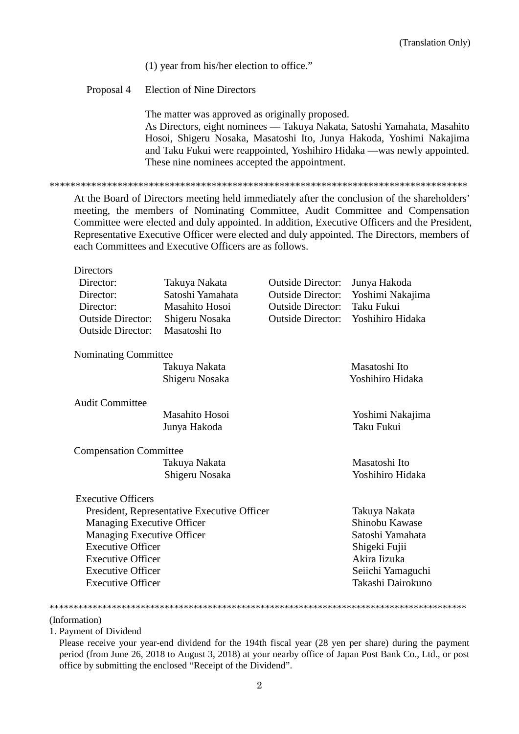(Translation Only)

(1) year from his/her election to office."

Proposal 4 Election of Nine Directors

The matter was approved as originally proposed.
As Directors, eight nominees — Takuya Nakata, Satoshi Yamahata, Masahito Hosoi, Shigeru Nosaka, Masatoshi Ito, Junya Hakoda, Yoshimi Nakajima and Taku Fukui were reappointed, Yoshihiro Hidaka —was newly appointed. These nine nominees accepted the appointment.

\*\*\*\*\*\*\*\*\*\*\*\*\*\*\*\*\*\*\*\*\*\*\*\*\*\*\*\*\*\*\*\*\*\*\*\*\*\*\*\*\*\*\*\*\*\*\*\*\*\*\*\*\*\*\*\*\*\*\*\*\*\*\*\*\*\*\*\*\*\*\*\*\*\*\*\*\*\*\*\*\*\*

At the Board of Directors meeting held immediately after the conclusion of the shareholders' meeting, the members of Nominating Committee, Audit Committee and Compensation Committee were elected and duly appointed. In addition, Executive Officers and the President, Representative Executive Officer were elected and duly appointed. The Directors, members of each Committees and Executive Officers are as follows.

Directors

| | | | |
|---|---|---|---|
| Director: | Takuya Nakata | Outside Director: | Junya Hakoda |
| Director: | Satoshi Yamahata | Outside Director: | Yoshimi Nakajima |
| Director: | Masahito Hosoi | Outside Director: | Taku Fukui |
| Outside Director: | Shigeru Nosaka | Outside Director: | Yoshihiro Hidaka |
| Outside Director: | Masatoshi Ito | | |

Nominating Committee

| | |
|---|---|
| Takuya Nakata | Masatoshi Ito |
| Shigeru Nosaka | Yoshihiro Hidaka |

Audit Committee

| | |
|---|---|
| Masahito Hosoi | Yoshimi Nakajima |
| Junya Hakoda | Taku Fukui |

Compensation Committee

| | |
|---|---|
| Takuya Nakata | Masatoshi Ito |
| Shigeru Nosaka | Yoshihiro Hidaka |

Executive Officers

| | |
|---|---|
| President, Representative Executive Officer | Takuya Nakata |
| Managing Executive Officer | Shinobu Kawase |
| Managing Executive Officer | Satoshi Yamahata |
| Executive Officer | Shigeki Fujii |
| Executive Officer | Akira Iizuka |
| Executive Officer | Seiichi Yamaguchi |
| Executive Officer | Takashi Dairokuno |

\*\*\*\*\*\*\*\*\*\*\*\*\*\*\*\*\*\*\*\*\*\*\*\*\*\*\*\*\*\*\*\*\*\*\*\*\*\*\*\*\*\*\*\*\*\*\*\*\*\*\*\*\*\*\*\*\*\*\*\*\*\*\*\*\*\*\*\*\*\*\*\*\*\*\*\*\*\*\*\*\*\*\*\*\*\*\*\*

(Information)

1. Payment of Dividend

Please receive your year-end dividend for the 194th fiscal year (28 yen per share) during the payment period (from June 26, 2018 to August 3, 2018) at your nearby office of Japan Post Bank Co., Ltd., or post office by submitting the enclosed "Receipt of the Dividend".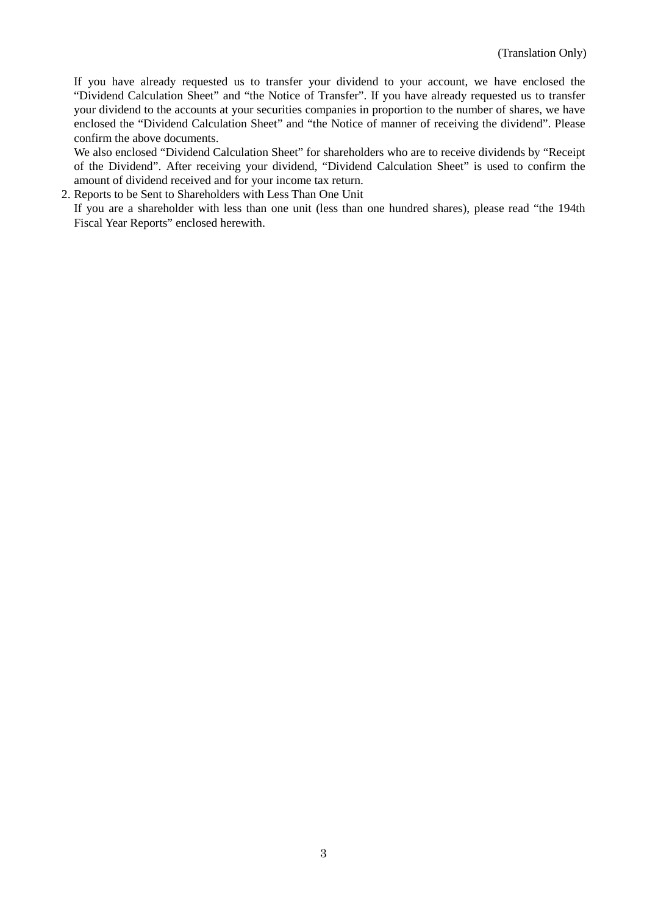(Translation Only)

If you have already requested us to transfer your dividend to your account, we have enclosed the "Dividend Calculation Sheet" and "the Notice of Transfer". If you have already requested us to transfer your dividend to the accounts at your securities companies in proportion to the number of shares, we have enclosed the "Dividend Calculation Sheet" and "the Notice of manner of receiving the dividend". Please confirm the above documents.

We also enclosed "Dividend Calculation Sheet" for shareholders who are to receive dividends by "Receipt of the Dividend". After receiving your dividend, "Dividend Calculation Sheet" is used to confirm the amount of dividend received and for your income tax return.

2. Reports to be Sent to Shareholders with Less Than One Unit

   If you are a shareholder with less than one unit (less than one hundred shares), please read "the 194th Fiscal Year Reports" enclosed herewith.